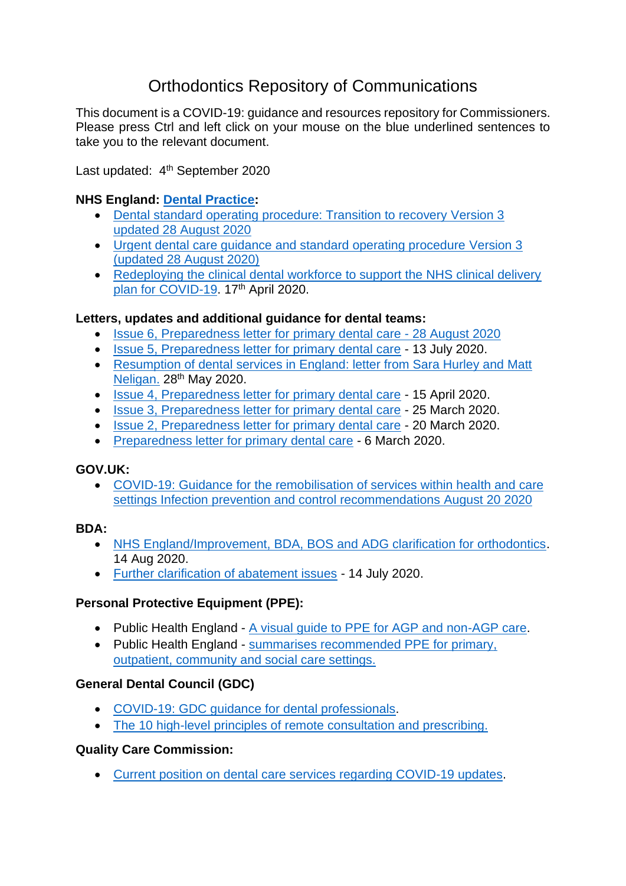# Orthodontics Repository of Communications

This document is a COVID-19: guidance and resources repository for Commissioners. Please press Ctrl and left click on your mouse on the blue underlined sentences to take you to the relevant document.

Last updated: 4th September 2020

**NHS England: Dental Practice:**

- Dental standard operating procedure: Transition to recovery Version 3 updated 28 August 2020
- Urgent dental care guidance and standard operating procedure Version 3 (updated 28 August 2020)
- Redeploying the clinical dental workforce to support the NHS clinical delivery plan for COVID-19. 17th April 2020.

**Letters, updates and additional guidance for dental teams:**

- Issue 6, Preparedness letter for primary dental care - 28 August 2020
- Issue 5, Preparedness letter for primary dental care - 13 July 2020.
- Resumption of dental services in England: letter from Sara Hurley and Matt Neligan. 28th May 2020.
- Issue 4, Preparedness letter for primary dental care - 15 April 2020.
- Issue 3, Preparedness letter for primary dental care - 25 March 2020.
- Issue 2, Preparedness letter for primary dental care - 20 March 2020.
- Preparedness letter for primary dental care - 6 March 2020.

**GOV.UK:**

- COVID-19: Guidance for the remobilisation of services within health and care settings Infection prevention and control recommendations August 20 2020

**BDA:**

- NHS England/Improvement, BDA, BOS and ADG clarification for orthodontics. 14 Aug 2020.
- Further clarification of abatement issues - 14 July 2020.

**Personal Protective Equipment (PPE):**

- Public Health England - A visual guide to PPE for AGP and non-AGP care.
- Public Health England - summarises recommended PPE for primary, outpatient, community and social care settings.

**General Dental Council (GDC)**

- COVID-19: GDC guidance for dental professionals.
- The 10 high-level principles of remote consultation and prescribing.

**Quality Care Commission:**

- Current position on dental care services regarding COVID-19 updates.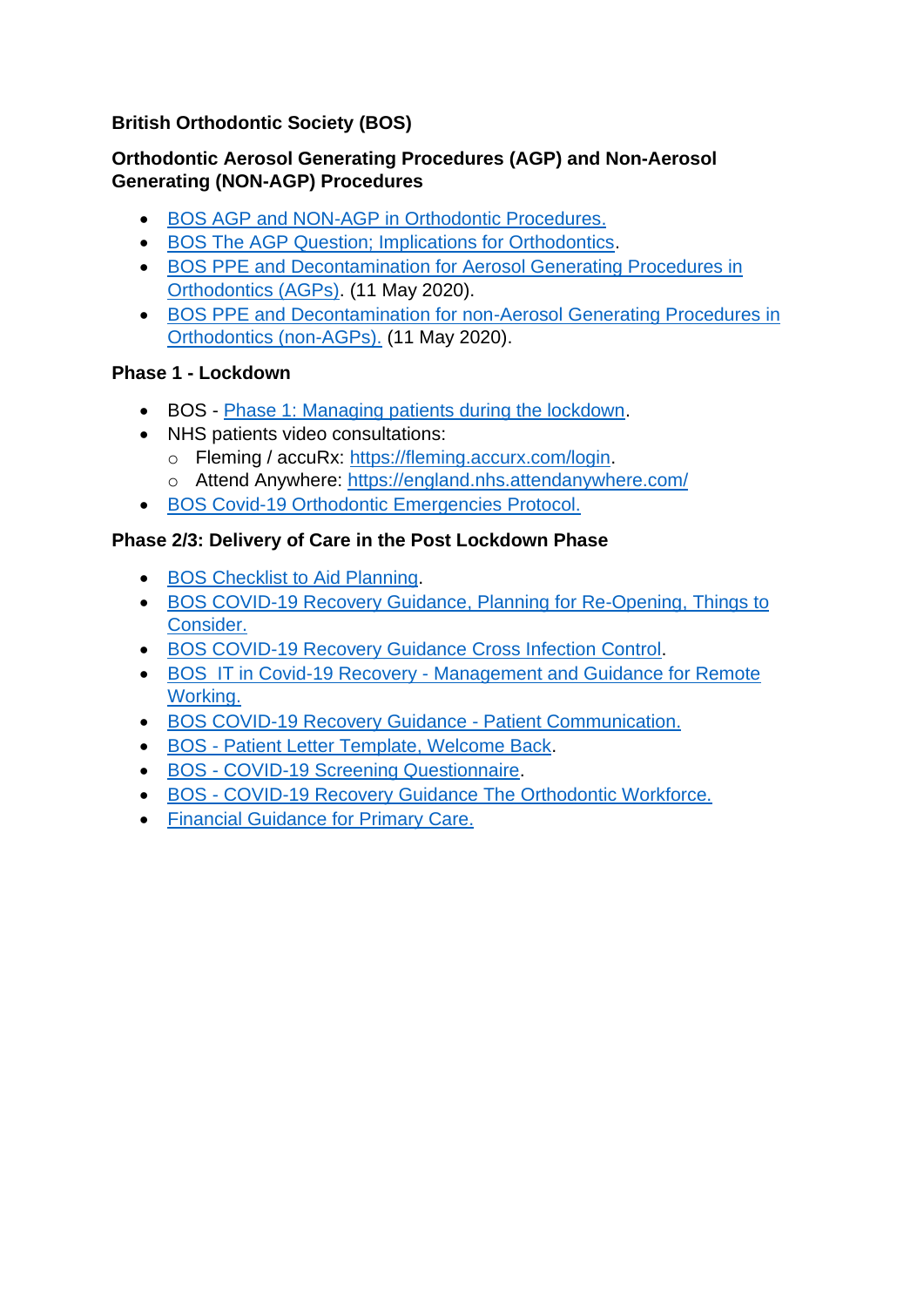**British Orthodontic Society (BOS)**

**Orthodontic Aerosol Generating Procedures (AGP) and Non-Aerosol Generating (NON-AGP) Procedures**

- BOS AGP and NON-AGP in Orthodontic Procedures.
- BOS The AGP Question; Implications for Orthodontics.
- BOS PPE and Decontamination for Aerosol Generating Procedures in Orthodontics (AGPs). (11 May 2020).
- BOS PPE and Decontamination for non-Aerosol Generating Procedures in Orthodontics (non-AGPs). (11 May 2020).

**Phase 1 - Lockdown**

- BOS - Phase 1: Managing patients during the lockdown.
- NHS patients video consultations:
  - Fleming / accuRx: https://fleming.accurx.com/login.
  - Attend Anywhere: https://england.nhs.attendanywhere.com/
- BOS Covid-19 Orthodontic Emergencies Protocol.

**Phase 2/3: Delivery of Care in the Post Lockdown Phase**

- BOS Checklist to Aid Planning.
- BOS COVID-19 Recovery Guidance, Planning for Re-Opening, Things to Consider.
- BOS COVID-19 Recovery Guidance Cross Infection Control.
- BOS IT in Covid-19 Recovery - Management and Guidance for Remote Working.
- BOS COVID-19 Recovery Guidance - Patient Communication.
- BOS - Patient Letter Template, Welcome Back.
- BOS - COVID-19 Screening Questionnaire.
- BOS - COVID-19 Recovery Guidance The Orthodontic Workforce.
- Financial Guidance for Primary Care.